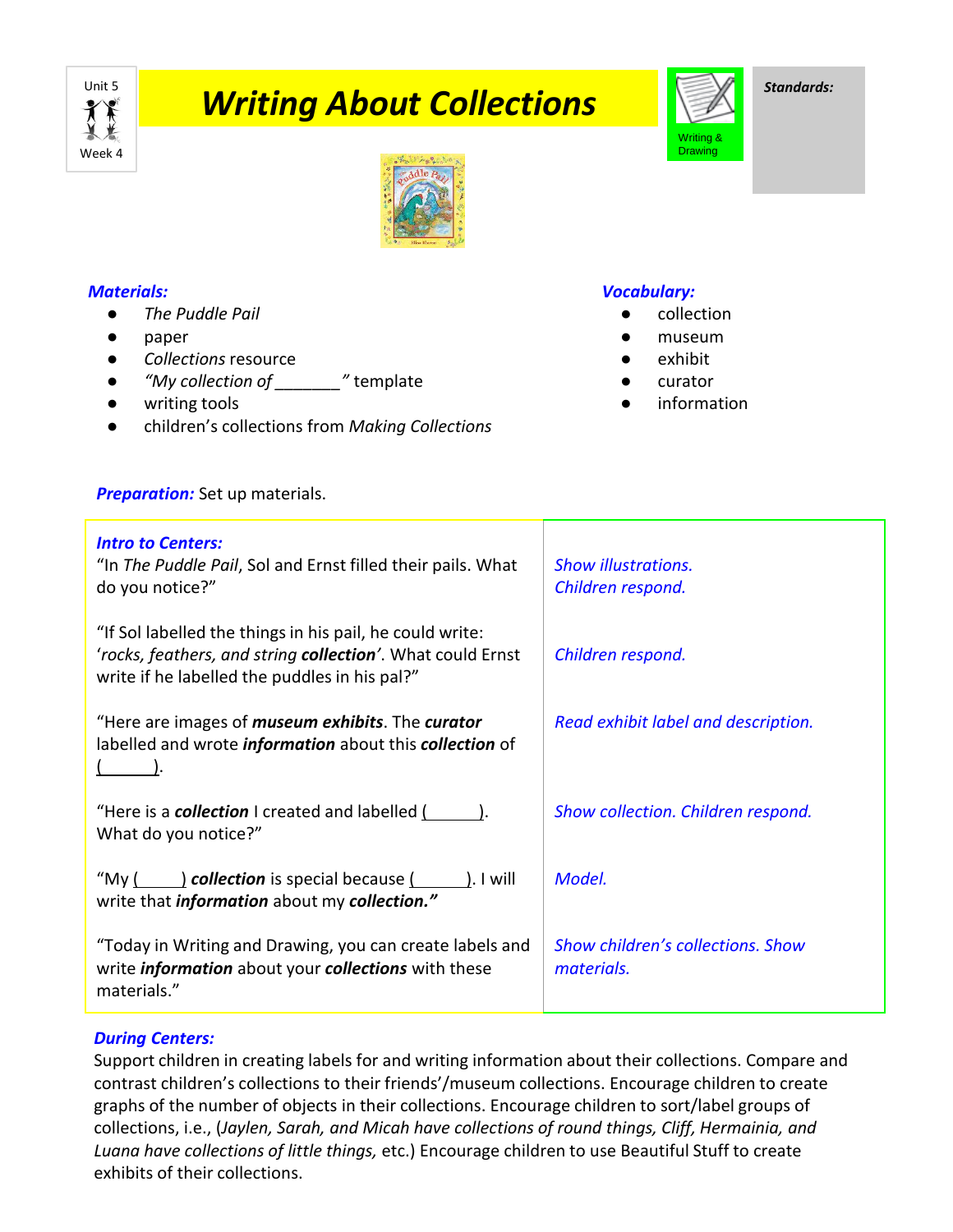Unit 5

Week 4

# Writing About Collections

Writing & Drawing

**Standards:**

***Materials:***

- *The Puddle Pail*
- paper
- *Collections* resource
- *"My collection of \_\_\_\_\_\_\_" * template
- writing tools
- children's collections from *Making Collections*

***Vocabulary:***

- collection
- museum
- exhibit
- curator
- information

***Preparation:*** Set up materials.

| ***Intro to Centers:*** | |
|---|---|
| "In *The Puddle Pail*, Sol and Ernst filled their pails. What do you notice?" | *Show illustrations.* *Children respond.* |
| "If Sol labelled the things in his pail, he could write: '*rocks, feathers, and string* ***collection***'. What could Ernst write if he labelled the puddles in his pal?" | *Children respond.* |
| "Here are images of ***museum exhibits***. The ***curator*** labelled and wrote ***information*** about this ***collection*** of (\_\_\_\_\_\_). | *Read exhibit label and description.* |
| "Here is a ***collection*** I created and labelled (\_\_\_\_\_\_). What do you notice?" | *Show collection. Children respond.* |
| "My (\_\_\_\_\_) ***collection*** is special because (\_\_\_\_\_\_). I will write that ***information*** about my ***collection."*** | *Model.* |
| "Today in Writing and Drawing, you can create labels and write ***information*** about your ***collections*** with these materials." | *Show children's collections. Show materials.* |

***During Centers:***

Support children in creating labels for and writing information about their collections. Compare and contrast children's collections to their friends'/museum collections. Encourage children to create graphs of the number of objects in their collections. Encourage children to sort/label groups of collections, i.e., (*Jaylen, Sarah, and Micah have collections of round things, Cliff, Hermainia, and Luana have collections of little things,* etc.) Encourage children to use Beautiful Stuff to create exhibits of their collections.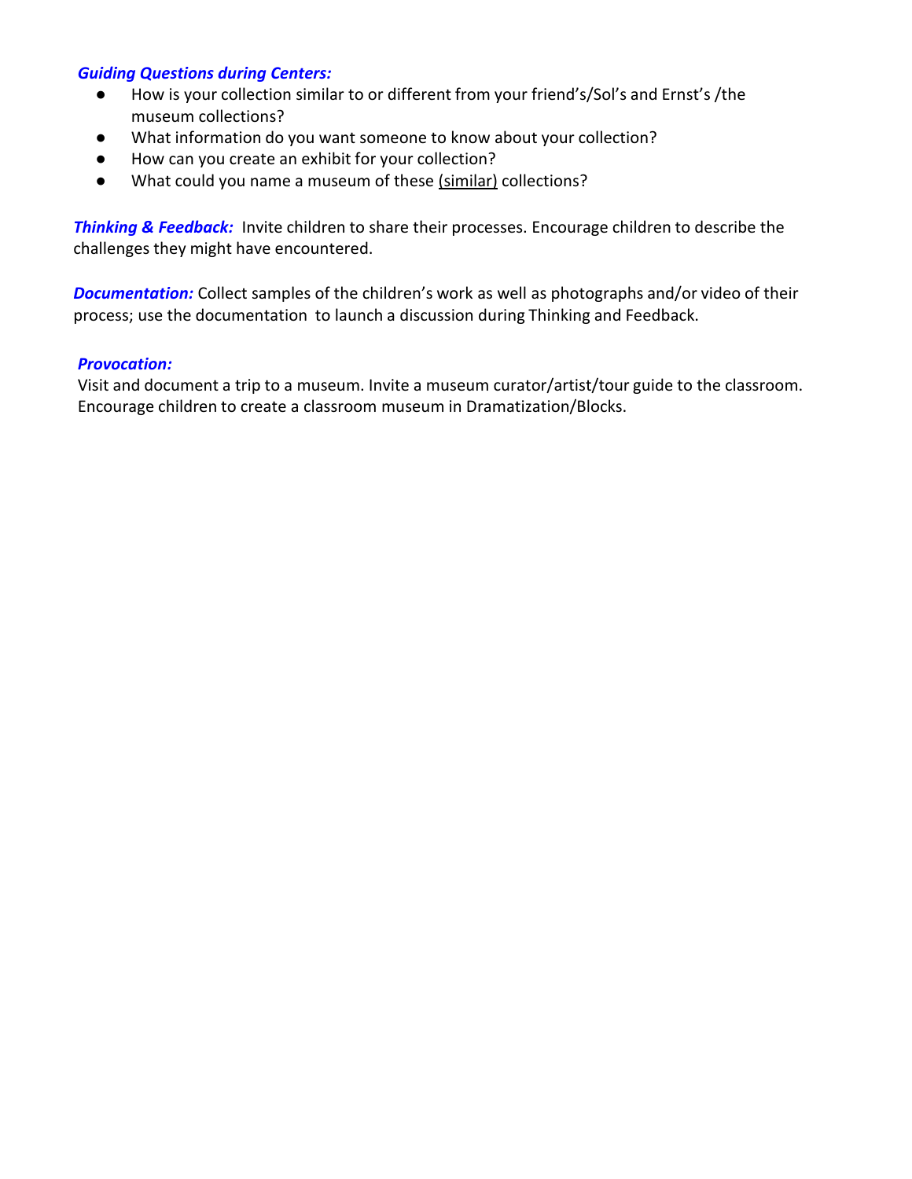***Guiding Questions during Centers:***

- How is your collection similar to or different from your friend's/Sol's and Ernst's /the museum collections?
- What information do you want someone to know about your collection?
- How can you create an exhibit for your collection?
- What could you name a museum of these <u>(similar)</u> collections?

***Thinking & Feedback:*** Invite children to share their processes. Encourage children to describe the challenges they might have encountered.

***Documentation:*** Collect samples of the children's work as well as photographs and/or video of their process; use the documentation to launch a discussion during Thinking and Feedback.

***Provocation:***

Visit and document a trip to a museum. Invite a museum curator/artist/tour guide to the classroom. Encourage children to create a classroom museum in Dramatization/Blocks.